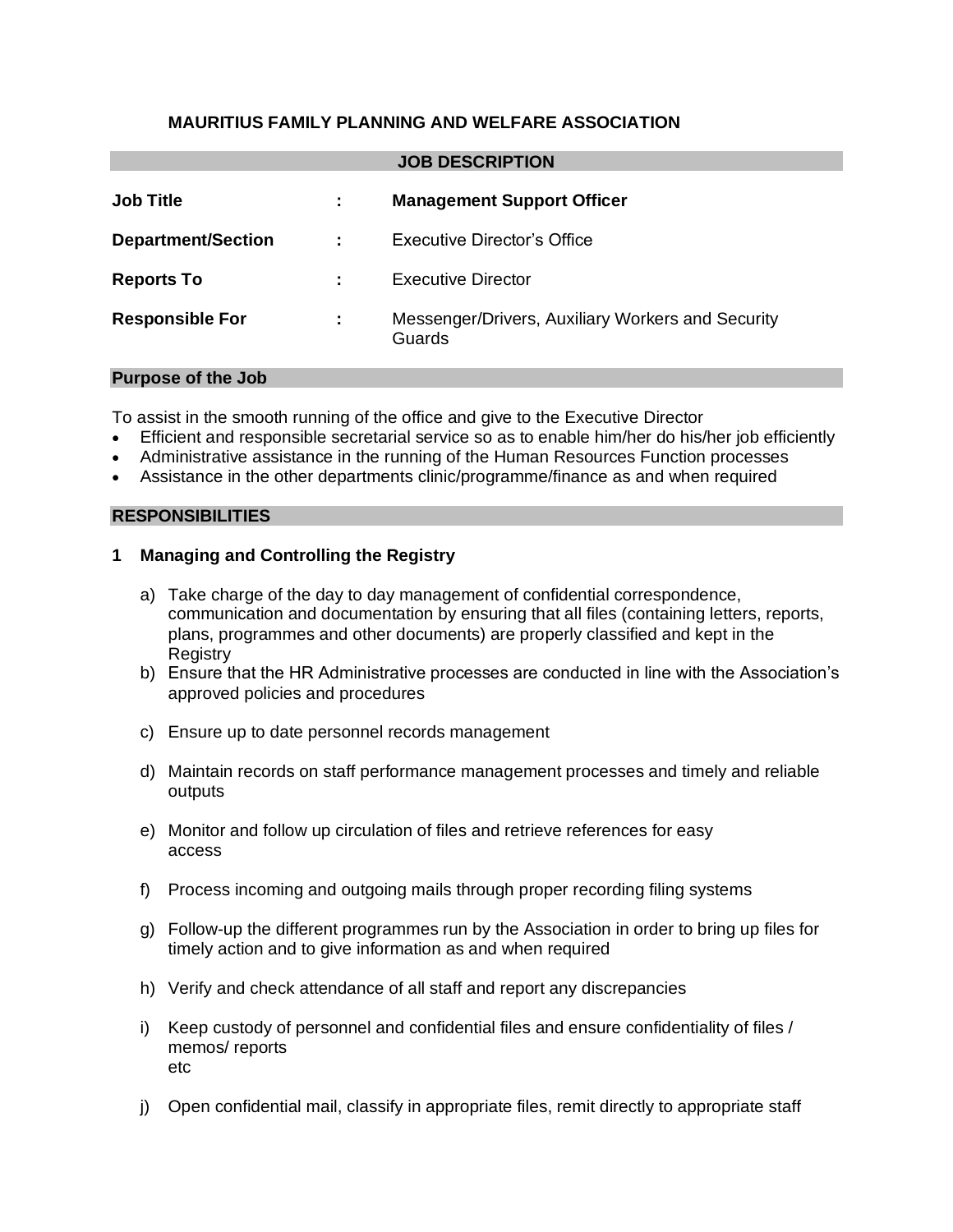# MAURITIUS FAMILY PLANNING AND WELFARE ASSOCIATION

## JOB DESCRIPTION

| | | |
|---|---|---|
| **Job Title** | **:** | **Management Support Officer** |
| **Department/Section** | **:** | Executive Director's Office |
| **Reports To** | **:** | Executive Director |
| **Responsible For** | **:** | Messenger/Drivers, Auxiliary Workers and Security Guards |

## Purpose of the Job

To assist in the smooth running of the office and give to the Executive Director

- Efficient and responsible secretarial service so as to enable him/her do his/her job efficiently
- Administrative assistance in the running of the Human Resources Function processes
- Assistance in the other departments clinic/programme/finance as and when required

## RESPONSIBILITIES

### 1 Managing and Controlling the Registry

a) Take charge of the day to day management of confidential correspondence, communication and documentation by ensuring that all files (containing letters, reports, plans, programmes and other documents) are properly classified and kept in the Registry

b) Ensure that the HR Administrative processes are conducted in line with the Association's approved policies and procedures

c) Ensure up to date personnel records management

d) Maintain records on staff performance management processes and timely and reliable outputs

e) Monitor and follow up circulation of files and retrieve references for easy access

f) Process incoming and outgoing mails through proper recording filing systems

g) Follow-up the different programmes run by the Association in order to bring up files for timely action and to give information as and when required

h) Verify and check attendance of all staff and report any discrepancies

i) Keep custody of personnel and confidential files and ensure confidentiality of files / memos/ reports etc

j) Open confidential mail, classify in appropriate files, remit directly to appropriate staff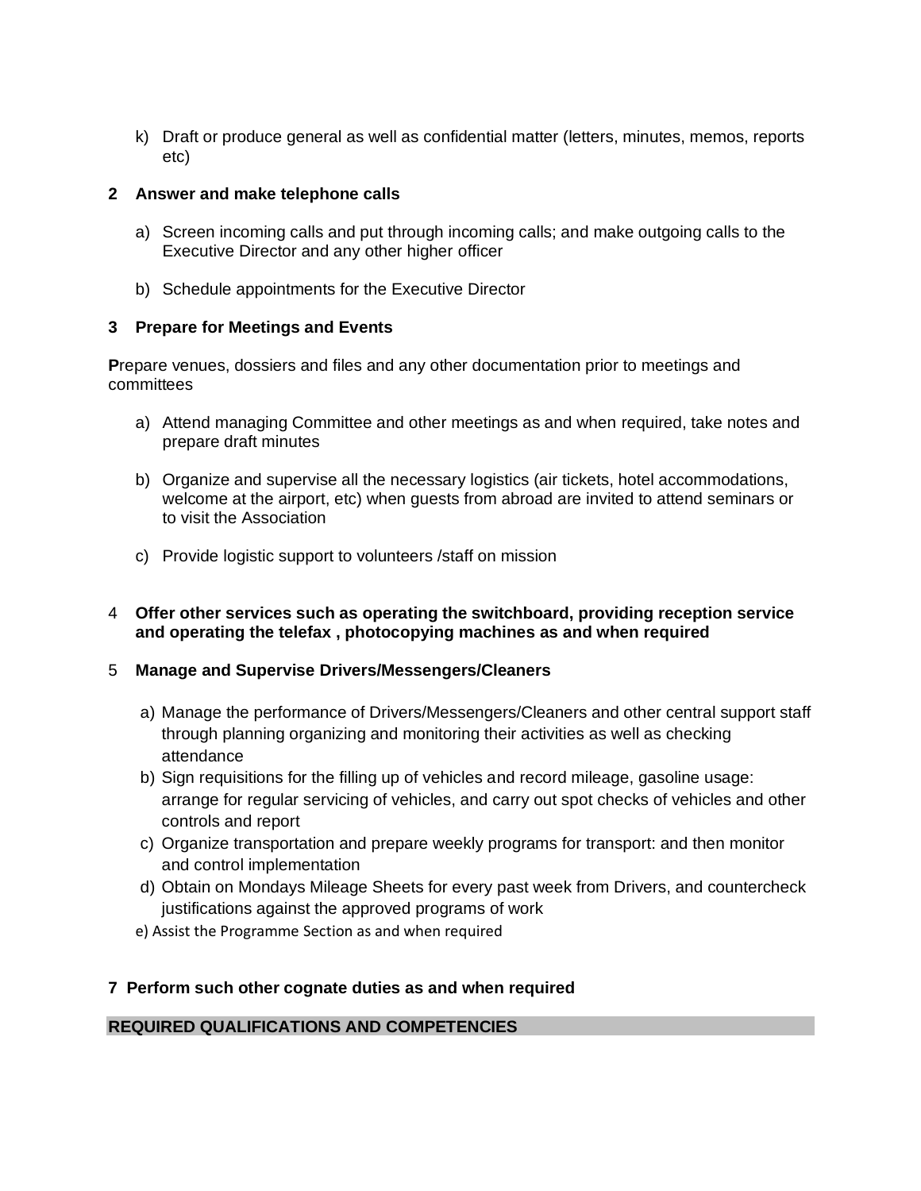k) Draft or produce general as well as confidential matter (letters, minutes, memos, reports etc)

**2 Answer and make telephone calls**

a) Screen incoming calls and put through incoming calls; and make outgoing calls to the Executive Director and any other higher officer

b) Schedule appointments for the Executive Director

**3 Prepare for Meetings and Events**

**P**repare venues, dossiers and files and any other documentation prior to meetings and committees

a) Attend managing Committee and other meetings as and when required, take notes and prepare draft minutes

b) Organize and supervise all the necessary logistics (air tickets, hotel accommodations, welcome at the airport, etc) when guests from abroad are invited to attend seminars or to visit the Association

c) Provide logistic support to volunteers /staff on mission

4 **Offer other services such as operating the switchboard, providing reception service and operating the telefax , photocopying machines as and when required**

5 **Manage and Supervise Drivers/Messengers/Cleaners**

a) Manage the performance of Drivers/Messengers/Cleaners and other central support staff through planning organizing and monitoring their activities as well as checking attendance
b) Sign requisitions for the filling up of vehicles and record mileage, gasoline usage: arrange for regular servicing of vehicles, and carry out spot checks of vehicles and other controls and report
c) Organize transportation and prepare weekly programs for transport: and then monitor and control implementation
d) Obtain on Mondays Mileage Sheets for every past week from Drivers, and countercheck justifications against the approved programs of work
e) Assist the Programme Section as and when required

**7 Perform such other cognate duties as and when required**

**REQUIRED QUALIFICATIONS AND COMPETENCIES**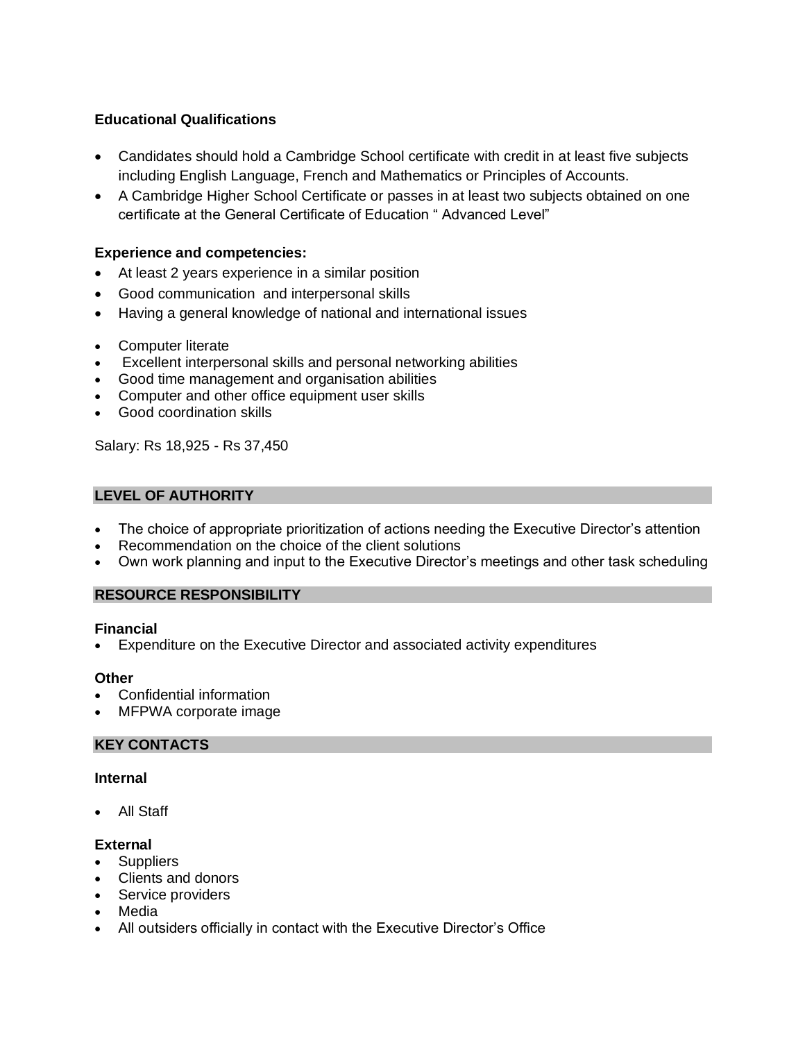**Educational Qualifications**

- Candidates should hold a Cambridge School certificate with credit in at least five subjects including English Language, French and Mathematics or Principles of Accounts.
- A Cambridge Higher School Certificate or passes in at least two subjects obtained on one certificate at the General Certificate of Education " Advanced Level"

**Experience and competencies:**

- At least 2 years experience in a similar position
- Good communication and interpersonal skills
- Having a general knowledge of national and international issues
- Computer literate
- Excellent interpersonal skills and personal networking abilities
- Good time management and organisation abilities
- Computer and other office equipment user skills
- Good coordination skills

Salary: Rs 18,925 - Rs 37,450

## LEVEL OF AUTHORITY

- The choice of appropriate prioritization of actions needing the Executive Director's attention
- Recommendation on the choice of the client solutions
- Own work planning and input to the Executive Director's meetings and other task scheduling

## RESOURCE RESPONSIBILITY

**Financial**

- Expenditure on the Executive Director and associated activity expenditures

**Other**

- Confidential information
- MFPWA corporate image

## KEY CONTACTS

**Internal**

- All Staff

**External**

- Suppliers
- Clients and donors
- Service providers
- Media
- All outsiders officially in contact with the Executive Director's Office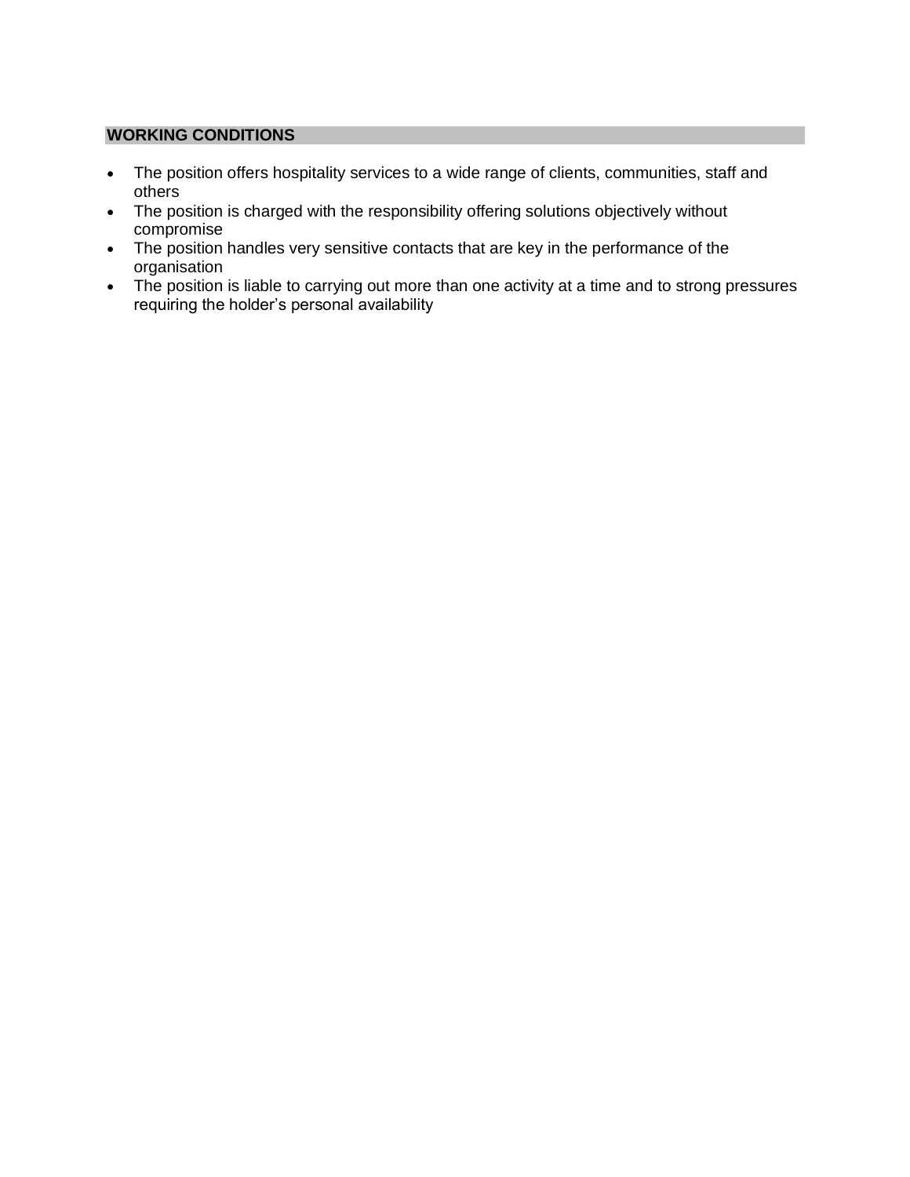## WORKING CONDITIONS

- The position offers hospitality services to a wide range of clients, communities, staff and others
- The position is charged with the responsibility offering solutions objectively without compromise
- The position handles very sensitive contacts that are key in the performance of the organisation
- The position is liable to carrying out more than one activity at a time and to strong pressures requiring the holder's personal availability